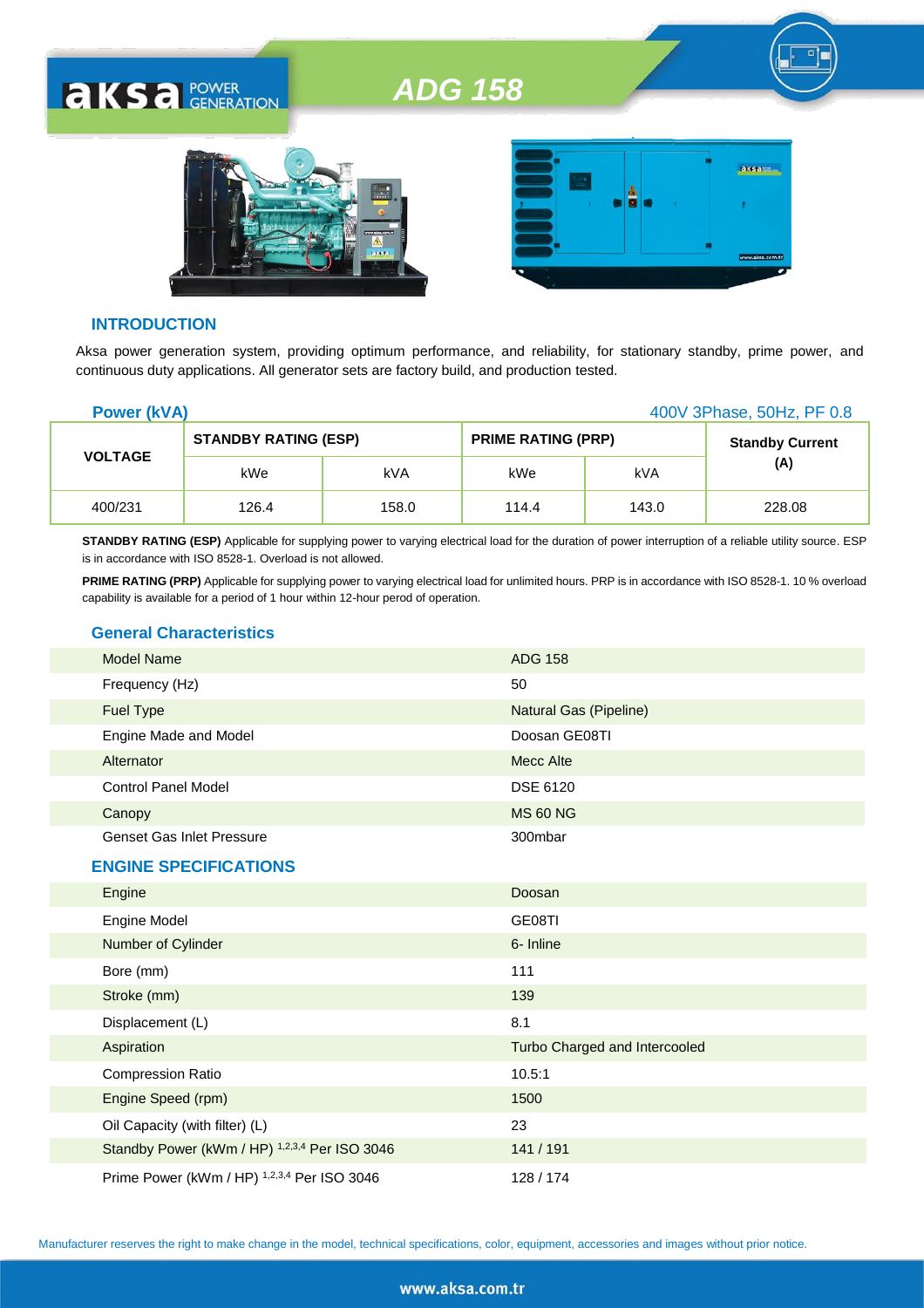# ADG 158

## INTRODUCTION

Aksa power generation system, providing optimum performance, and reliability, for stationary standby, prime power, and continuous duty applications. All generator sets are factory build, and production tested.

## Power (kVA)

400V 3Phase, 50Hz, PF 0.8

| VOLTAGE | STANDBY RATING (ESP) | | PRIME RATING (PRP) | | Standby Current (A) |
|---|---|---|---|---|---|
| | kWe | kVA | kWe | kVA | |
| 400/231 | 126.4 | 158.0 | 114.4 | 143.0 | 228.08 |

**STANDBY RATING (ESP)** Applicable for supplying power to varying electrical load for the duration of power interruption of a reliable utility source. ESP is in accordance with ISO 8528-1. Overload is not allowed.

**PRIME RATING (PRP)** Applicable for supplying power to varying electrical load for unlimited hours. PRP is in accordance with ISO 8528-1. 10 % overload capability is available for a period of 1 hour within 12-hour perod of operation.

## General Characteristics

| | |
|---|---|
| Model Name | ADG 158 |
| Frequency (Hz) | 50 |
| Fuel Type | Natural Gas (Pipeline) |
| Engine Made and Model | Doosan GE08TI |
| Alternator | Mecc Alte |
| Control Panel Model | DSE 6120 |
| Canopy | MS 60 NG |
| Genset Gas Inlet Pressure | 300mbar |

## ENGINE SPECIFICATIONS

| | |
|---|---|
| Engine | Doosan |
| Engine Model | GE08TI |
| Number of Cylinder | 6- Inline |
| Bore (mm) | 111 |
| Stroke (mm) | 139 |
| Displacement (L) | 8.1 |
| Aspiration | Turbo Charged and Intercooled |
| Compression Ratio | 10.5:1 |
| Engine Speed (rpm) | 1500 |
| Oil Capacity (with filter) (L) | 23 |
| Standby Power (kWm / HP) [1,2,3,4] Per ISO 3046 | 141 / 191 |
| Prime Power (kWm / HP) [1,2,3,4] Per ISO 3046 | 128 / 174 |

Manufacturer reserves the right to make change in the model, technical specifications, color, equipment, accessories and images without prior notice.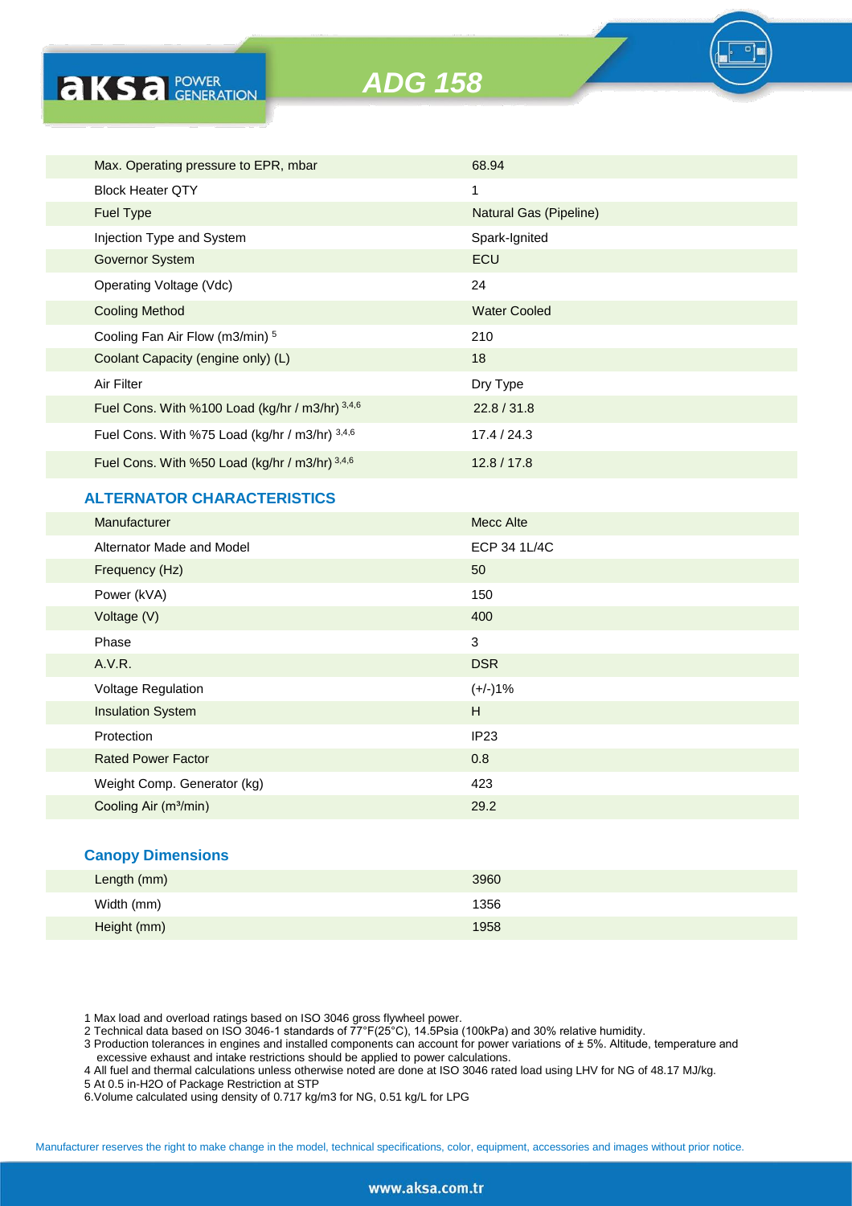# ADG 158

| | |
|---|---|
| Max. Operating pressure to EPR, mbar | 68.94 |
| Block Heater QTY | 1 |
| Fuel Type | Natural Gas (Pipeline) |
| Injection Type and System | Spark-Ignited |
| Governor System | ECU |
| Operating Voltage (Vdc) | 24 |
| Cooling Method | Water Cooled |
| Cooling Fan Air Flow (m3/min) [5] | 210 |
| Coolant Capacity (engine only) (L) | 18 |
| Air Filter | Dry Type |
| Fuel Cons. With %100 Load (kg/hr / m3/hr) [3,4,6] | 22.8 / 31.8 |
| Fuel Cons. With %75 Load (kg/hr / m3/hr) [3,4,6] | 17.4 / 24.3 |
| Fuel Cons. With %50 Load (kg/hr / m3/hr) [3,4,6] | 12.8 / 17.8 |

## ALTERNATOR CHARACTERISTICS

| | |
|---|---|
| Manufacturer | Mecc Alte |
| Alternator Made and Model | ECP 34 1L/4C |
| Frequency (Hz) | 50 |
| Power (kVA) | 150 |
| Voltage (V) | 400 |
| Phase | 3 |
| A.V.R. | DSR |
| Voltage Regulation | (+/-)1% |
| Insulation System | H |
| Protection | IP23 |
| Rated Power Factor | 0.8 |
| Weight Comp. Generator (kg) | 423 |
| Cooling Air (m³/min) | 29.2 |

## Canopy Dimensions

| | |
|---|---|
| Length (mm) | 3960 |
| Width (mm) | 1356 |
| Height (mm) | 1958 |

1 Max load and overload ratings based on ISO 3046 gross flywheel power.
2 Technical data based on ISO 3046-1 standards of 77°F(25°C), 14.5Psia (100kPa) and 30% relative humidity.
3 Production tolerances in engines and installed components can account for power variations of ± 5%. Altitude, temperature and excessive exhaust and intake restrictions should be applied to power calculations.
4 All fuel and thermal calculations unless otherwise noted are done at ISO 3046 rated load using LHV for NG of 48.17 MJ/kg.
5 At 0.5 in-H2O of Package Restriction at STP
6.Volume calculated using density of 0.717 kg/m3 for NG, 0.51 kg/L for LPG

Manufacturer reserves the right to make change in the model, technical specifications, color, equipment, accessories and images without prior notice.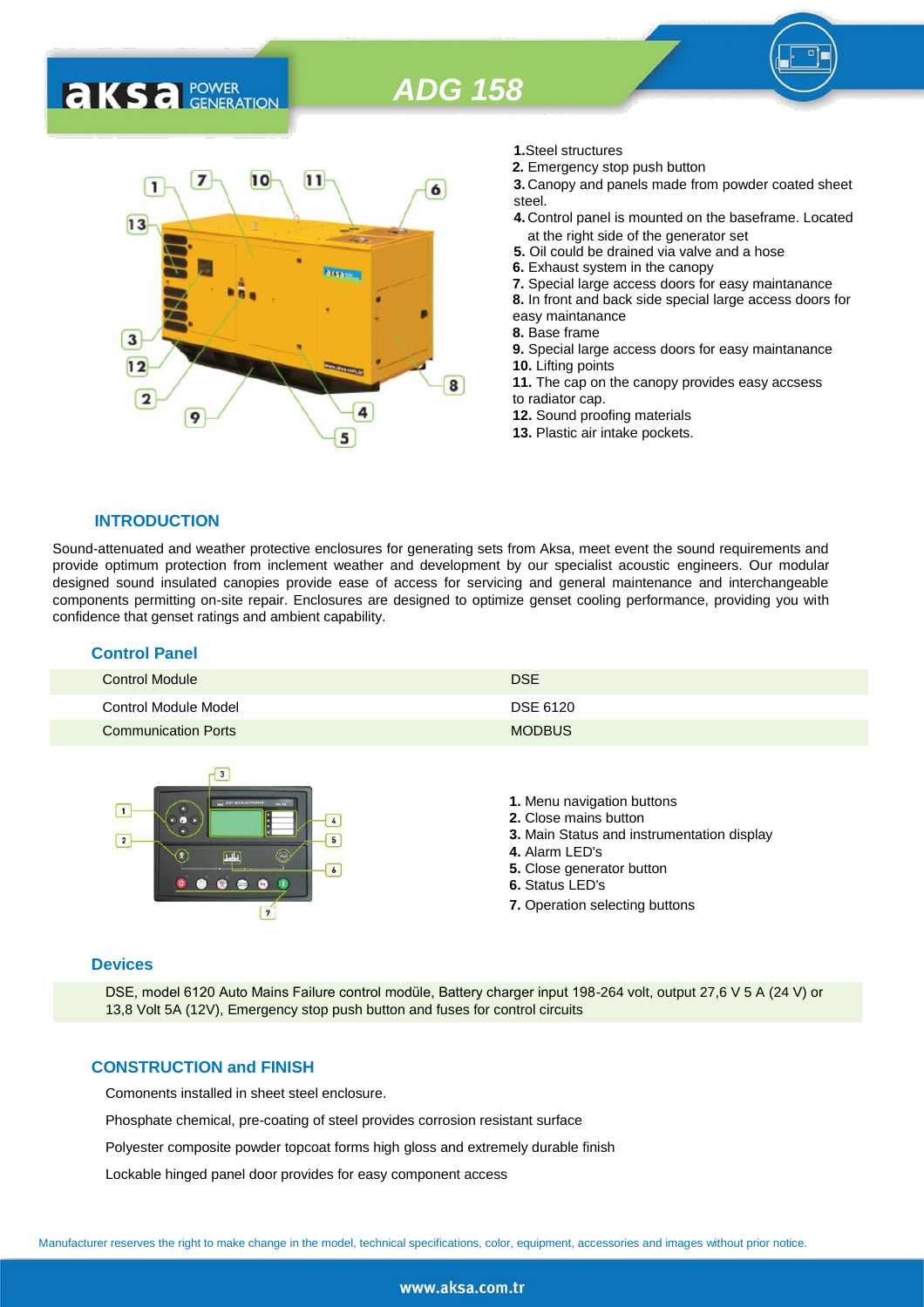# ADG 158

**1.** Steel structures
**2.** Emergency stop push button
**3.** Canopy and panels made from powder coated sheet steel.
**4.** Control panel is mounted on the baseframe. Located at the right side of the generator set
**5.** Oil could be drained via valve and a hose
**6.** Exhaust system in the canopy
**7.** Special large access doors for easy maintanance
**8.** In front and back side special large access doors for easy maintanance
**8.** Base frame
**9.** Special large access doors for easy maintanance
**10.** Lifting points
**11.** The cap on the canopy provides easy accses to radiator cap.
**12.** Sound proofing materials
**13.** Plastic air intake pockets.

## INTRODUCTION

Sound-attenuated and weather protective enclosures for generating sets from Aksa, meet event the sound requirements and provide optimum protection from inclement weather and development by our specialist acoustic engineers. Our modular designed sound insulated canopies provide ease of access for servicing and general maintenance and interchangeable components permitting on-site repair. Enclosures are designed to optimize genset cooling performance, providing you with confidence that genset ratings and ambient capability.

## Control Panel

| | |
|---|---|
| Control Module | DSE |
| Control Module Model | DSE 6120 |
| Communication Ports | MODBUS |

**1.** Menu navigation buttons
**2.** Close mains button
**3.** Main Status and instrumentation display
**4.** Alarm LED's
**5.** Close generator button
**6.** Status LED's
**7.** Operation selecting buttons

## Devices

DSE, model 6120 Auto Mains Failure control modüle, Battery charger input 198-264 volt, output 27,6 V 5 A (24 V) or 13,8 Volt 5A (12V), Emergency stop push button and fuses for control circuits

## CONSTRUCTION and FINISH

Comonents installed in sheet steel enclosure.

Phosphate chemical, pre-coating of steel provides corrosion resistant surface

Polyester composite powder topcoat forms high gloss and extremely durable finish

Lockable hinged panel door provides for easy component access

Manufacturer reserves the right to make change in the model, technical specifications, color, equipment, accessories and images without prior notice.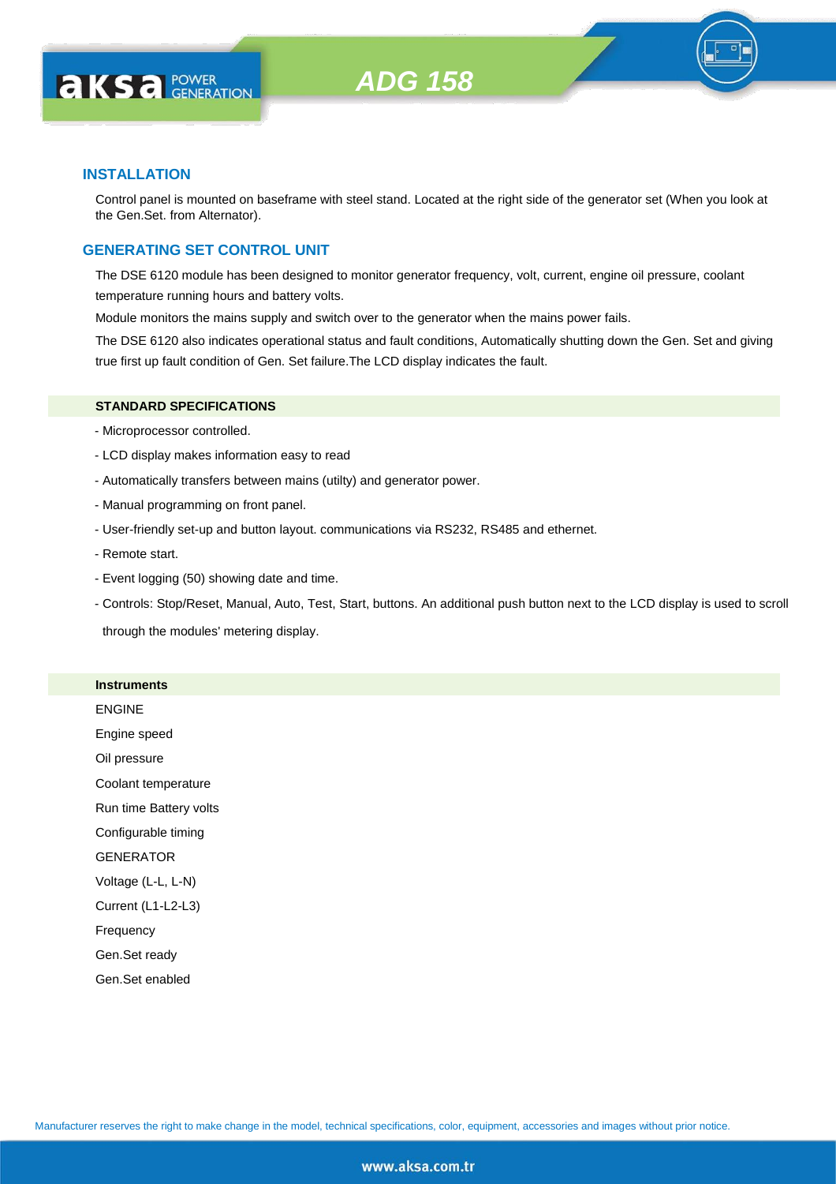# ADG 158

## INSTALLATION

Control panel is mounted on baseframe with steel stand. Located at the right side of the generator set (When you look at the Gen.Set. from Alternator).

## GENERATING SET CONTROL UNIT

The DSE 6120 module has been designed to monitor generator frequency, volt, current, engine oil pressure, coolant temperature running hours and battery volts.

Module monitors the mains supply and switch over to the generator when the mains power fails.

The DSE 6120 also indicates operational status and fault conditions, Automatically shutting down the Gen. Set and giving true first up fault condition of Gen. Set failure.The LCD display indicates the fault.

### STANDARD SPECIFICATIONS

- Microprocessor controlled.
- LCD display makes information easy to read
- Automatically transfers between mains (utilty) and generator power.
- Manual programming on front panel.
- User-friendly set-up and button layout. communications via RS232, RS485 and ethernet.
- Remote start.
- Event logging (50) showing date and time.
- Controls: Stop/Reset, Manual, Auto, Test, Start, buttons. An additional push button next to the LCD display is used to scroll through the modules' metering display.

### Instruments

ENGINE

Engine speed

Oil pressure

Coolant temperature

Run time Battery volts

Configurable timing

GENERATOR

Voltage (L-L, L-N)

Current (L1-L2-L3)

Frequency

Gen.Set ready

Gen.Set enabled

Manufacturer reserves the right to make change in the model, technical specifications, color, equipment, accessories and images without prior notice.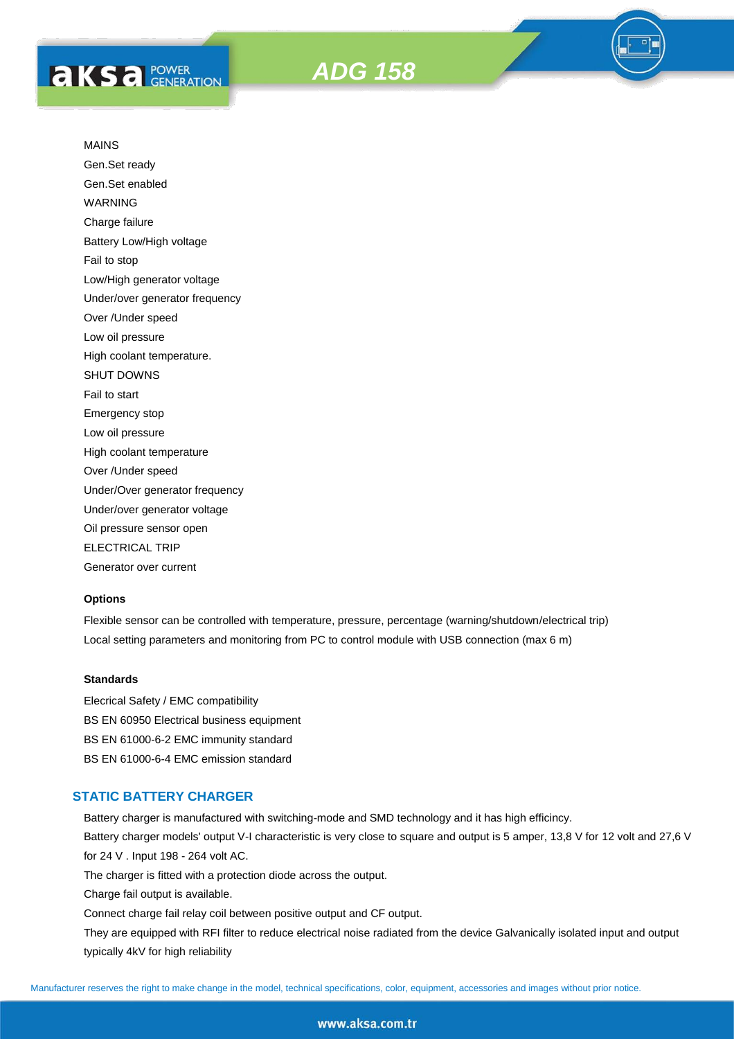MAINS

Gen.Set ready

Gen.Set enabled

WARNING

Charge failure

Battery Low/High voltage

Fail to stop

Low/High generator voltage

Under/over generator frequency

Over /Under speed

Low oil pressure

High coolant temperature.

SHUT DOWNS

Fail to start

Emergency stop

Low oil pressure

High coolant temperature

Over /Under speed

Under/Over generator frequency

Under/over generator voltage

Oil pressure sensor open

ELECTRICAL TRIP

Generator over current

**Options**

Flexible sensor can be controlled with temperature, pressure, percentage (warning/shutdown/electrical trip)

Local setting parameters and monitoring from PC to control module with USB connection (max 6 m)

**Standards**

Elecrical Safety / EMC compatibility

BS EN 60950 Electrical business equipment

BS EN 61000-6-2 EMC immunity standard

BS EN 61000-6-4 EMC emission standard

## STATIC BATTERY CHARGER

Battery charger is manufactured with switching-mode and SMD technology and it has high efficincy.

Battery charger models' output V-I characteristic is very close to square and output is 5 amper, 13,8 V for 12 volt and 27,6 V for 24 V . Input 198 - 264 volt AC.

The charger is fitted with a protection diode across the output.

Charge fail output is available.

Connect charge fail relay coil between positive output and CF output.

They are equipped with RFI filter to reduce electrical noise radiated from the device Galvanically isolated input and output typically 4kV for high reliability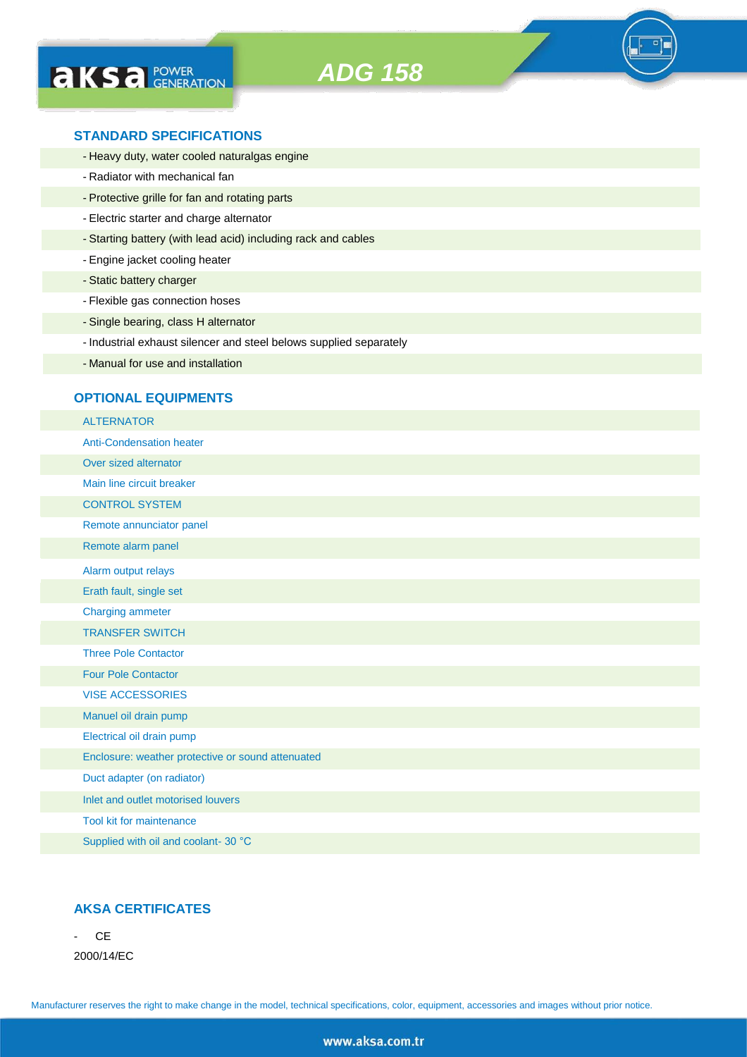# ADG 158

## STANDARD SPECIFICATIONS

- Heavy duty, water cooled naturalgas engine
- Radiator with mechanical fan
- Protective grille for fan and rotating parts
- Electric starter and charge alternator
- Starting battery (with lead acid) including rack and cables
- Engine jacket cooling heater
- Static battery charger
- Flexible gas connection hoses
- Single bearing, class H alternator
- Industrial exhaust silencer and steel belows supplied separately
- Manual for use and installation

## OPTIONAL EQUIPMENTS

ALTERNATOR

Anti-Condensation heater

Over sized alternator

Main line circuit breaker

CONTROL SYSTEM

Remote annunciator panel

Remote alarm panel

Alarm output relays

Erath fault, single set

Charging ammeter

TRANSFER SWITCH

Three Pole Contactor

Four Pole Contactor

VISE ACCESSORIES

Manuel oil drain pump

Electrical oil drain pump

Enclosure: weather protective or sound attenuated

Duct adapter (on radiator)

Inlet and outlet motorised louvers

Tool kit for maintenance

Supplied with oil and coolant- 30 °C

## AKSA CERTIFICATES

- CE

2000/14/EC

Manufacturer reserves the right to make change in the model, technical specifications, color, equipment, accessories and images without prior notice.

www.aksa.com.tr